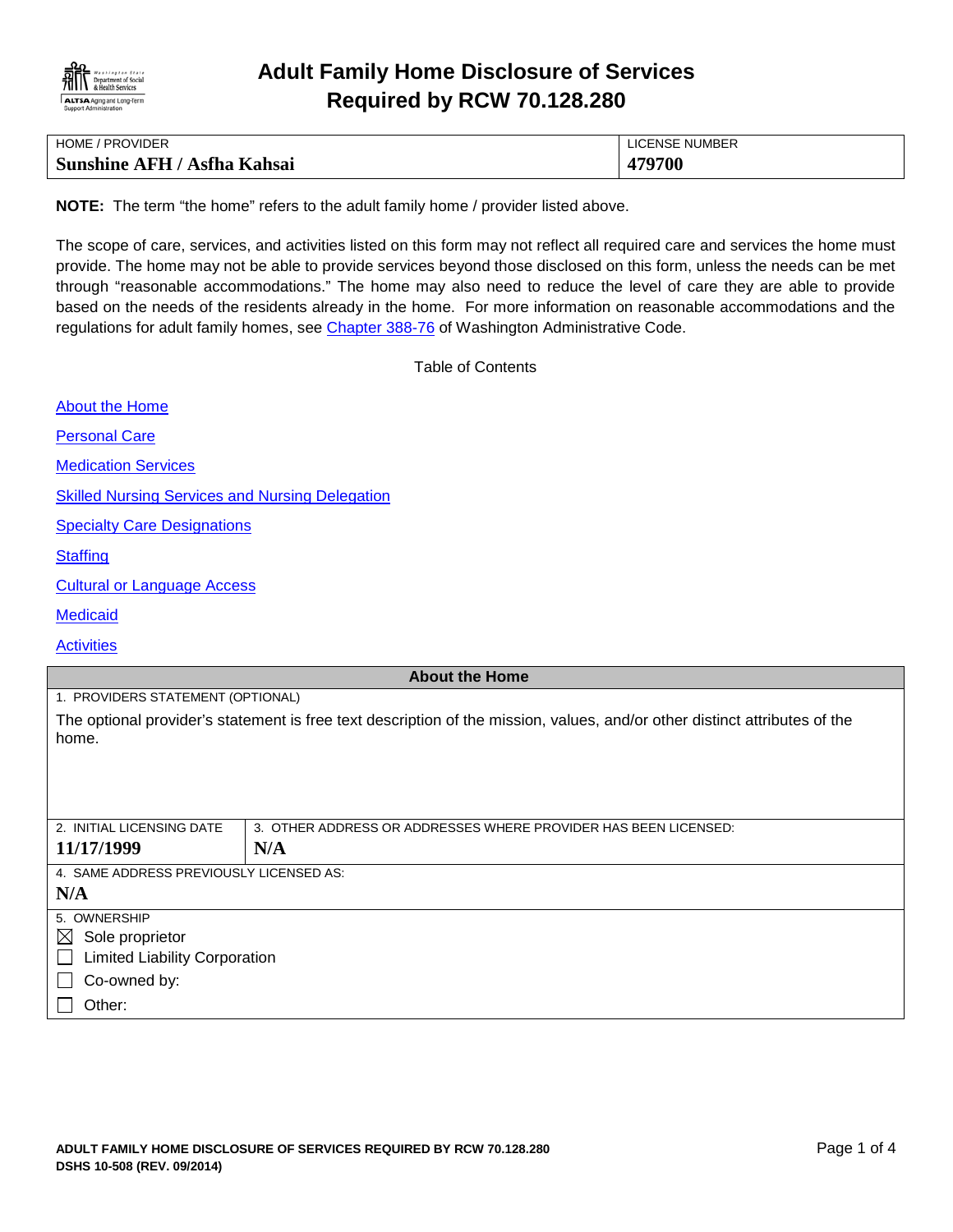# Adult Family Home Disclosure of Services Required by RCW 70.128.280

| HOME / PROVIDER | LICENSE NUMBER |
|---|---|
| **Sunshine AFH / Asfha Kahsai** | **479700** |

**NOTE:** The term "the home" refers to the adult family home / provider listed above.

The scope of care, services, and activities listed on this form may not reflect all required care and services the home must provide. The home may not be able to provide services beyond those disclosed on this form, unless the needs can be met through "reasonable accommodations." The home may also need to reduce the level of care they are able to provide based on the needs of the residents already in the home. For more information on reasonable accommodations and the regulations for adult family homes, see Chapter 388-76 of Washington Administrative Code.

Table of Contents

- About the Home
- Personal Care
- Medication Services
- Skilled Nursing Services and Nursing Delegation
- Specialty Care Designations
- Staffing
- Cultural or Language Access
- Medicaid
- Activities

## About the Home

1. PROVIDERS STATEMENT (OPTIONAL)

The optional provider's statement is free text description of the mission, values, and/or other distinct attributes of the home.

| 2. INITIAL LICENSING DATE | 3. OTHER ADDRESS OR ADDRESSES WHERE PROVIDER HAS BEEN LICENSED: |
|---|---|
| **11/17/1999** | **N/A** |

4. SAME ADDRESS PREVIOUSLY LICENSED AS:

**N/A**

5. OWNERSHIP

- ☒ Sole proprietor
- ☐ Limited Liability Corporation
- ☐ Co-owned by:
- ☐ Other: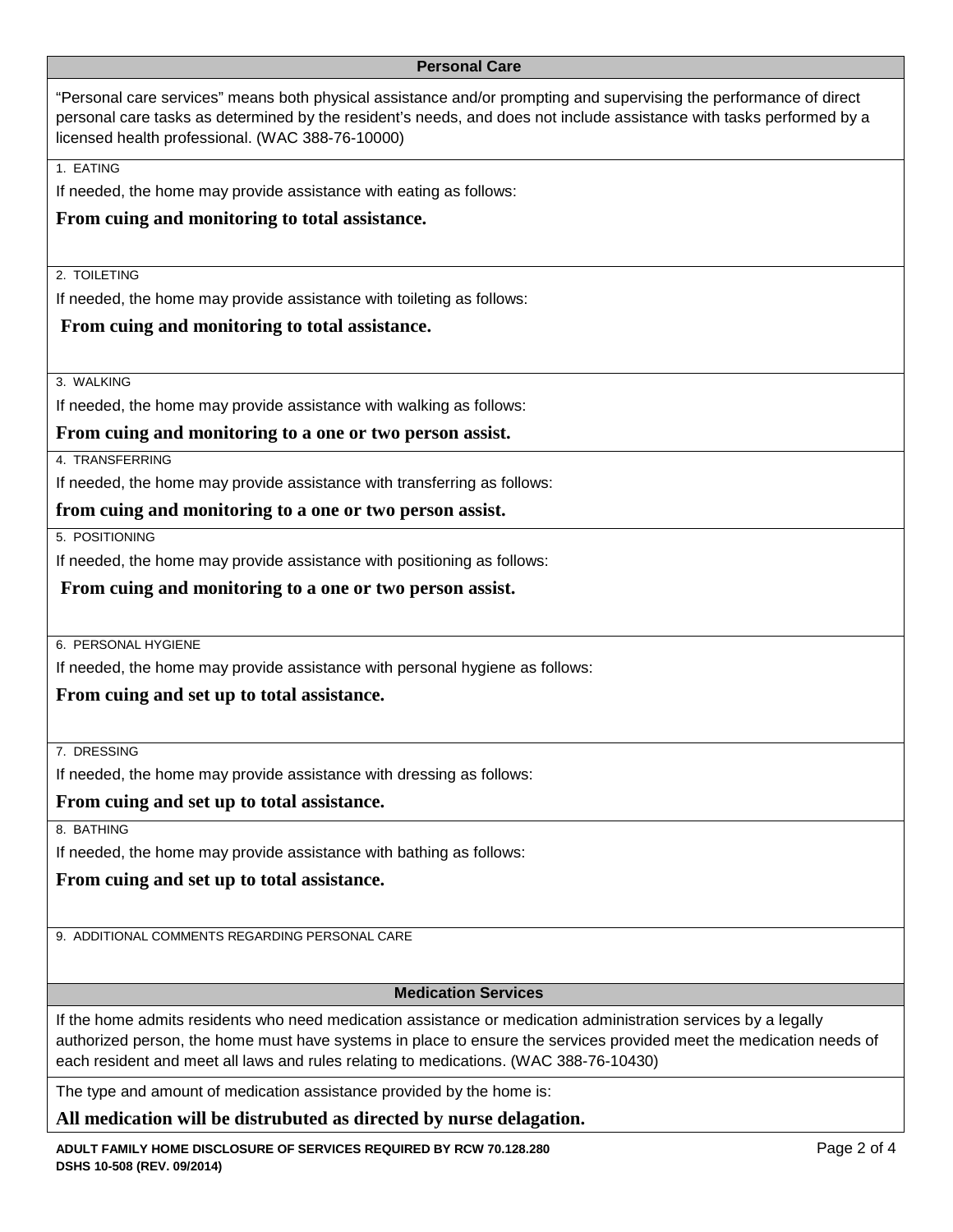## Personal Care

"Personal care services" means both physical assistance and/or prompting and supervising the performance of direct personal care tasks as determined by the resident's needs, and does not include assistance with tasks performed by a licensed health professional. (WAC 388-76-10000)

1. EATING

If needed, the home may provide assistance with eating as follows:

**From cuing and monitoring to total assistance.**

2. TOILETING

If needed, the home may provide assistance with toileting as follows:

**From cuing and monitoring to total assistance.**

3. WALKING

If needed, the home may provide assistance with walking as follows:

**From cuing and monitoring to a one or two person assist.**

4. TRANSFERRING

If needed, the home may provide assistance with transferring as follows:

**from cuing and monitoring to a one or two person assist.**

5. POSITIONING

If needed, the home may provide assistance with positioning as follows:

**From cuing and monitoring to a one or two person assist.**

6. PERSONAL HYGIENE

If needed, the home may provide assistance with personal hygiene as follows:

**From cuing and set up to total assistance.**

7. DRESSING

If needed, the home may provide assistance with dressing as follows:

**From cuing and set up to total assistance.**

8. BATHING

If needed, the home may provide assistance with bathing as follows:

**From cuing and set up to total assistance.**

9. ADDITIONAL COMMENTS REGARDING PERSONAL CARE

## Medication Services

If the home admits residents who need medication assistance or medication administration services by a legally authorized person, the home must have systems in place to ensure the services provided meet the medication needs of each resident and meet all laws and rules relating to medications. (WAC 388-76-10430)

The type and amount of medication assistance provided by the home is:

**All medication will be distrubuted as directed by nurse delagation.**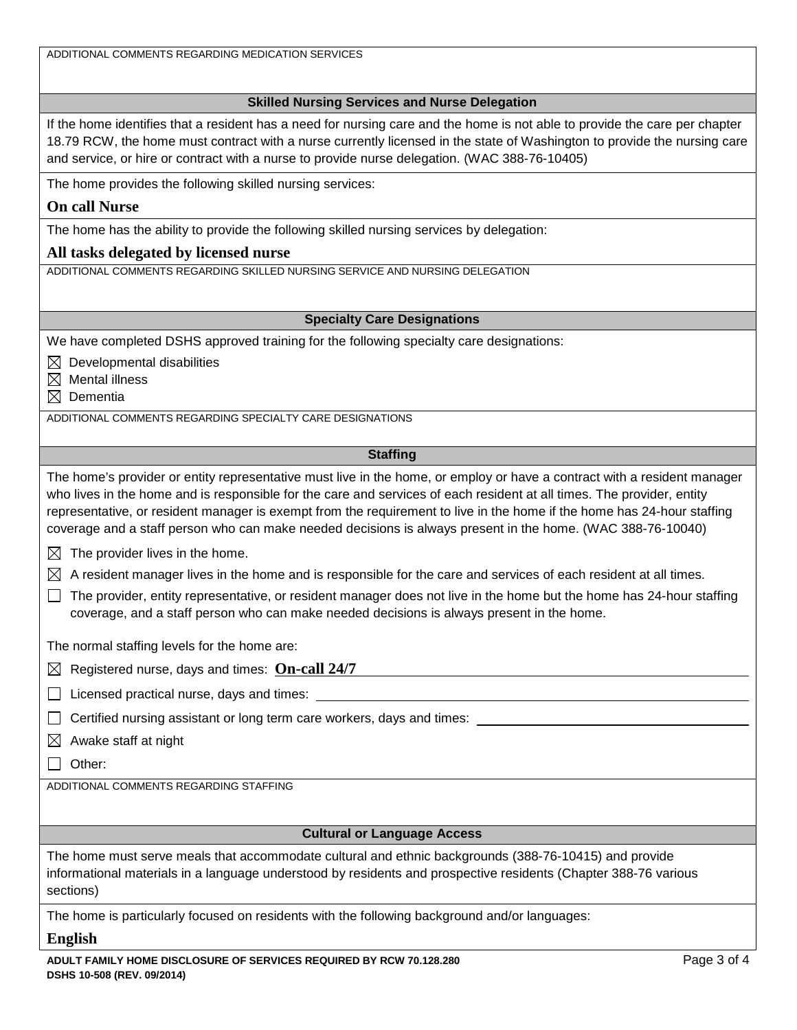ADDITIONAL COMMENTS REGARDING MEDICATION SERVICES

## Skilled Nursing Services and Nurse Delegation

If the home identifies that a resident has a need for nursing care and the home is not able to provide the care per chapter 18.79 RCW, the home must contract with a nurse currently licensed in the state of Washington to provide the nursing care and service, or hire or contract with a nurse to provide nurse delegation. (WAC 388-76-10405)

The home provides the following skilled nursing services:

**On call Nurse**

The home has the ability to provide the following skilled nursing services by delegation:

**All tasks delegated by licensed nurse**

ADDITIONAL COMMENTS REGARDING SKILLED NURSING SERVICE AND NURSING DELEGATION

## Specialty Care Designations

We have completed DSHS approved training for the following specialty care designations:

- ☒ Developmental disabilities
- ☒ Mental illness
- ☒ Dementia

ADDITIONAL COMMENTS REGARDING SPECIALTY CARE DESIGNATIONS

## Staffing

The home's provider or entity representative must live in the home, or employ or have a contract with a resident manager who lives in the home and is responsible for the care and services of each resident at all times. The provider, entity representative, or resident manager is exempt from the requirement to live in the home if the home has 24-hour staffing coverage and a staff person who can make needed decisions is always present in the home. (WAC 388-76-10040)

- ☒ The provider lives in the home.
- ☒ A resident manager lives in the home and is responsible for the care and services of each resident at all times.
- ☐ The provider, entity representative, or resident manager does not live in the home but the home has 24-hour staffing coverage, and a staff person who can make needed decisions is always present in the home.

The normal staffing levels for the home are:

- ☒ Registered nurse, days and times: **On-call 24/7**
- ☐ Licensed practical nurse, days and times:
- ☐ Certified nursing assistant or long term care workers, days and times:
- ☒ Awake staff at night
- ☐ Other:

ADDITIONAL COMMENTS REGARDING STAFFING

## Cultural or Language Access

The home must serve meals that accommodate cultural and ethnic backgrounds (388-76-10415) and provide informational materials in a language understood by residents and prospective residents (Chapter 388-76 various sections)

The home is particularly focused on residents with the following background and/or languages:

**English**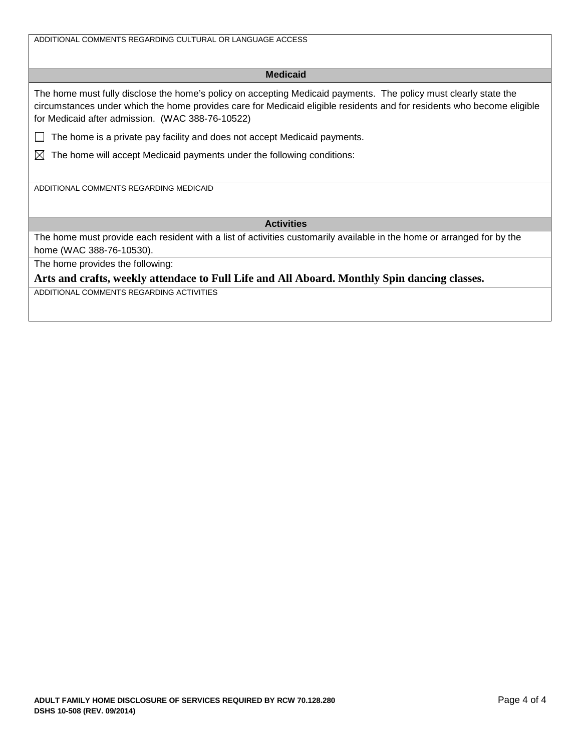ADDITIONAL COMMENTS REGARDING CULTURAL OR LANGUAGE ACCESS

## Medicaid

The home must fully disclose the home's policy on accepting Medicaid payments. The policy must clearly state the circumstances under which the home provides care for Medicaid eligible residents and for residents who become eligible for Medicaid after admission. (WAC 388-76-10522)

☐ The home is a private pay facility and does not accept Medicaid payments.

☒ The home will accept Medicaid payments under the following conditions:

ADDITIONAL COMMENTS REGARDING MEDICAID

## Activities

The home must provide each resident with a list of activities customarily available in the home or arranged for by the home (WAC 388-76-10530).

The home provides the following:

**Arts and crafts, weekly attendace to Full Life and All Aboard. Monthly Spin dancing classes.**

ADDITIONAL COMMENTS REGARDING ACTIVITIES

**ADULT FAMILY HOME DISCLOSURE OF SERVICES REQUIRED BY RCW 70.128.280**
**DSHS 10-508 (REV. 09/2014)**